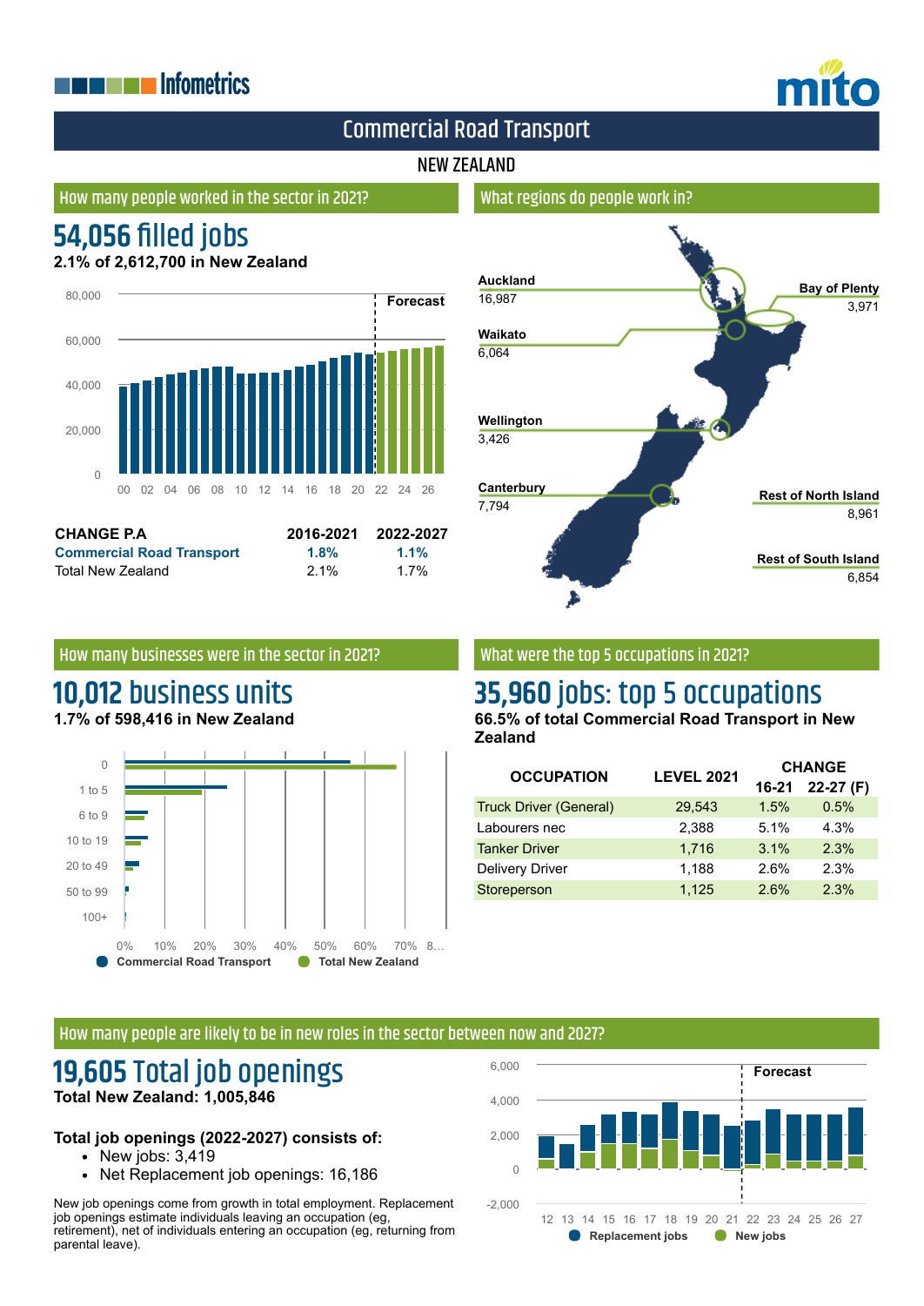Infometrics

mito

# Commercial Road Transport

## NEW ZEALAND

### How many people worked in the sector in 2021?

## 54,056 filled jobs

**2.1% of 2,612,700 in New Zealand**

| CHANGE P.A | 2016-2021 | 2022-2027 |
|---|---|---|
| Commercial Road Transport | 1.8% | 1.1% |
| Total New Zealand | 2.1% | 1.7% |

### What regions do people work in?

| Region | Jobs |
|---|---|
| Auckland | 16,987 |
| Bay of Plenty | 3,971 |
| Waikato | 6,064 |
| Wellington | 3,426 |
| Canterbury | 7,794 |
| Rest of North Island | 8,961 |
| Rest of South Island | 6,854 |

### How many businesses were in the sector in 2021?

## 10,012 business units

**1.7% of 598,416 in New Zealand**

### What were the top 5 occupations in 2021?

## 35,960 jobs: top 5 occupations

**66.5% of total Commercial Road Transport in New Zealand**

| OCCUPATION | LEVEL 2021 | CHANGE 16-21 | CHANGE 22-27 (F) |
|---|---|---|---|
| Truck Driver (General) | 29,543 | 1.5% | 0.5% |
| Labourers nec | 2,388 | 5.1% | 4.3% |
| Tanker Driver | 1,716 | 3.1% | 2.3% |
| Delivery Driver | 1,188 | 2.6% | 2.3% |
| Storeperson | 1,125 | 2.6% | 2.3% |

### How many people are likely to be in new roles in the sector between now and 2027?

## 19,605 Total job openings

**Total New Zealand: 1,005,846**

**Total job openings (2022-2027) consists of:**

- New jobs: 3,419
- Net Replacement job openings: 16,186

New job openings come from growth in total employment. Replacement job openings estimate individuals leaving an occupation (eg, retirement), net of individuals entering an occupation (eg, returning from parental leave).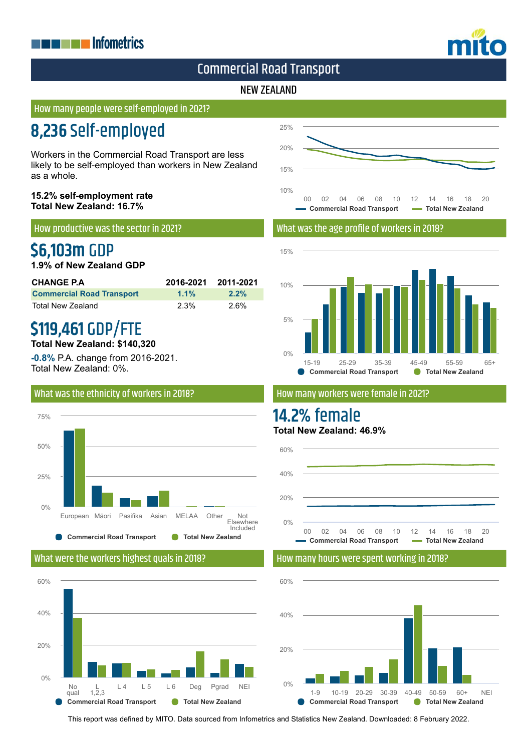# Commercial Road Transport

NEW ZEALAND

## How many people were self-employed in 2021?

## 8,236 Self-employed

Workers in the Commercial Road Transport are less likely to be self-employed than workers in New Zealand as a whole.

**15.2% self-employment rate**
**Total New Zealand: 16.7%**

25%
20%
15%
10%
00 02 04 06 08 10 12 14 16 18 20
Commercial Road Transport
Total New Zealand

## How productive was the sector in 2021?

## $6,103m GDP

**1.9% of New Zealand GDP**

| CHANGE P.A | 2016-2021 | 2011-2021 |
|---|---|---|
| **Commercial Road Transport** | **1.1%** | **2.2%** |
| Total New Zealand | 2.3% | 2.6% |

## $119,461 GDP/FTE

**Total New Zealand: $140,320**

**-0.8%** P.A. change from 2016-2021.
Total New Zealand: 0%.

## What was the age profile of workers in 2018?

15%
10%
5%
0%
15-19 25-29 35-39 45-49 55-59 65+
Commercial Road Transport
Total New Zealand

## What was the ethnicity of workers in 2018?

75%
50%
25%
0%
European Māori Pasifika Asian MELAA Other Not Elsewhere Included
Commercial Road Transport
Total New Zealand

## How many workers were female in 2021?

## 14.2% female

**Total New Zealand: 46.9%**

60%
40%
20%
0%
00 02 04 06 08 10 12 14 16 18 20
Commercial Road Transport
Total New Zealand

## What were the workers highest quals in 2018?

60%
40%
20%
0%
No qual L 1,2,3 L 4 L 5 L 6 Deg Pgrad NEI
Commercial Road Transport
Total New Zealand

## How many hours were spent working in 2018?

60%
40%
20%
0%
1-9 10-19 20-29 30-39 40-49 50-59 60+ NEI
Commercial Road Transport
Total New Zealand

This report was defined by MITO. Data sourced from Infometrics and Statistics New Zealand. Downloaded: 8 February 2022.